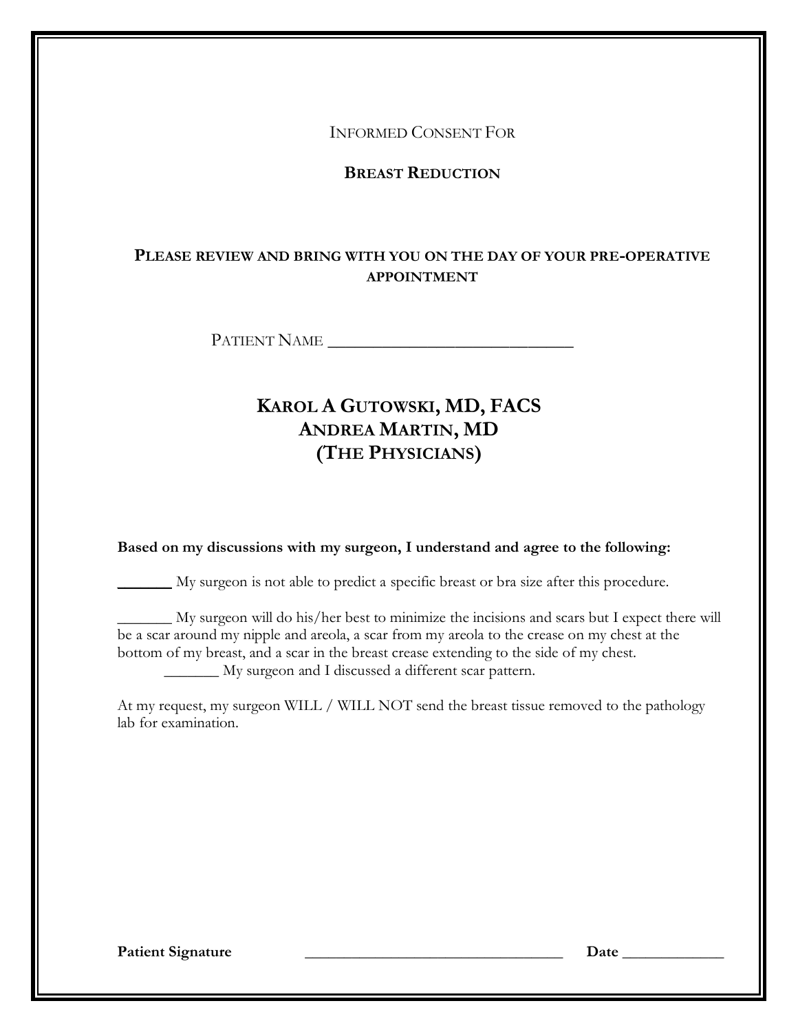INFORMED CONSENT FOR

# BREAST REDUCTION

**PLEASE REVIEW AND BRING WITH YOU ON THE DAY OF YOUR PRE-OPERATIVE APPOINTMENT**

PATIENT NAME ______________________________

## KAROL A GUTOWSKI, MD, FACS
## ANDREA MARTIN, MD
## (THE PHYSICIANS)

**Based on my discussions with my surgeon, I understand and agree to the following:**

_______ My surgeon is not able to predict a specific breast or bra size after this procedure.

_______ My surgeon will do his/her best to minimize the incisions and scars but I expect there will be a scar around my nipple and areola, a scar from my areola to the crease on my chest at the bottom of my breast, and a scar in the breast crease extending to the side of my chest.

_______ My surgeon and I discussed a different scar pattern.

At my request, my surgeon WILL / WILL NOT send the breast tissue removed to the pathology lab for examination.

**Patient Signature** ________________________________ **Date** ____________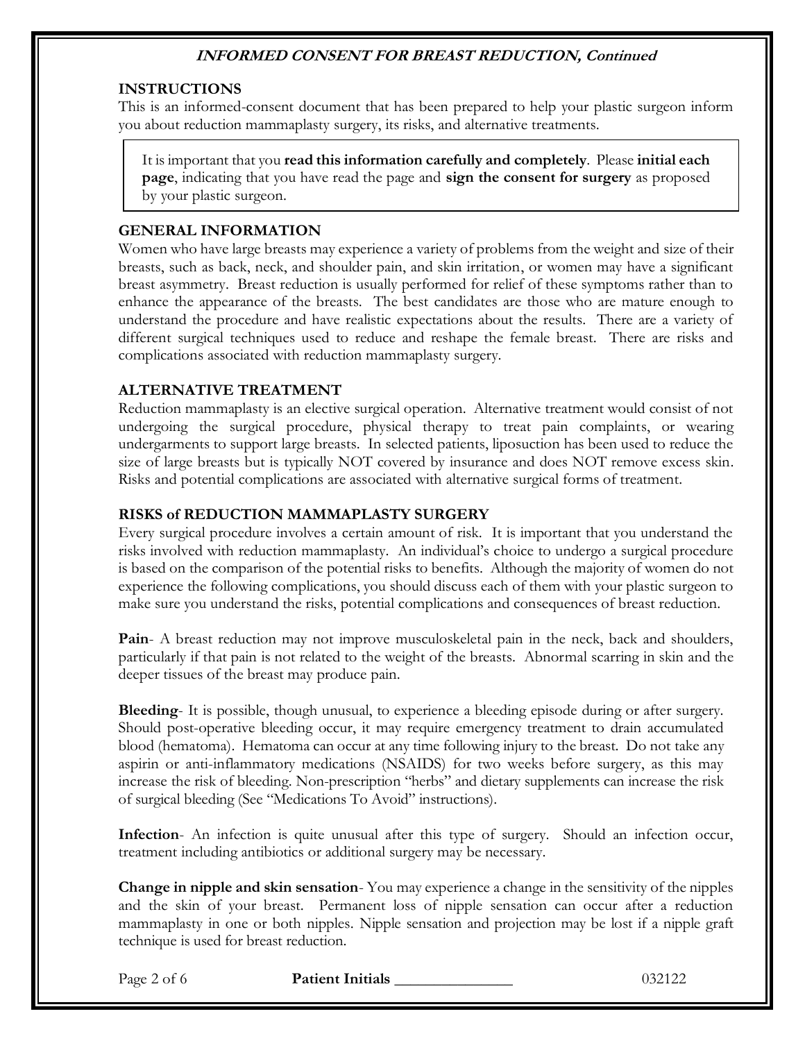## INSTRUCTIONS

This is an informed-consent document that has been prepared to help your plastic surgeon inform you about reduction mammaplasty surgery, its risks, and alternative treatments.

> It is important that you **read this information carefully and completely**. Please **initial each page**, indicating that you have read the page and **sign the consent for surgery** as proposed by your plastic surgeon.

## GENERAL INFORMATION

Women who have large breasts may experience a variety of problems from the weight and size of their breasts, such as back, neck, and shoulder pain, and skin irritation, or women may have a significant breast asymmetry. Breast reduction is usually performed for relief of these symptoms rather than to enhance the appearance of the breasts. The best candidates are those who are mature enough to understand the procedure and have realistic expectations about the results. There are a variety of different surgical techniques used to reduce and reshape the female breast. There are risks and complications associated with reduction mammaplasty surgery.

## ALTERNATIVE TREATMENT

Reduction mammaplasty is an elective surgical operation. Alternative treatment would consist of not undergoing the surgical procedure, physical therapy to treat pain complaints, or wearing undergarments to support large breasts. In selected patients, liposuction has been used to reduce the size of large breasts but is typically NOT covered by insurance and does NOT remove excess skin. Risks and potential complications are associated with alternative surgical forms of treatment.

## RISKS of REDUCTION MAMMAPLASTY SURGERY

Every surgical procedure involves a certain amount of risk. It is important that you understand the risks involved with reduction mammaplasty. An individual's choice to undergo a surgical procedure is based on the comparison of the potential risks to benefits. Although the majority of women do not experience the following complications, you should discuss each of them with your plastic surgeon to make sure you understand the risks, potential complications and consequences of breast reduction.

**Pain**- A breast reduction may not improve musculoskeletal pain in the neck, back and shoulders, particularly if that pain is not related to the weight of the breasts. Abnormal scarring in skin and the deeper tissues of the breast may produce pain.

**Bleeding**- It is possible, though unusual, to experience a bleeding episode during or after surgery. Should post-operative bleeding occur, it may require emergency treatment to drain accumulated blood (hematoma). Hematoma can occur at any time following injury to the breast. Do not take any aspirin or anti-inflammatory medications (NSAIDS) for two weeks before surgery, as this may increase the risk of bleeding. Non-prescription "herbs" and dietary supplements can increase the risk of surgical bleeding (See "Medications To Avoid" instructions).

**Infection**- An infection is quite unusual after this type of surgery. Should an infection occur, treatment including antibiotics or additional surgery may be necessary.

**Change in nipple and skin sensation**- You may experience a change in the sensitivity of the nipples and the skin of your breast. Permanent loss of nipple sensation can occur after a reduction mammaplasty in one or both nipples. Nipple sensation and projection may be lost if a nipple graft technique is used for breast reduction.

**Patient Initials** _______________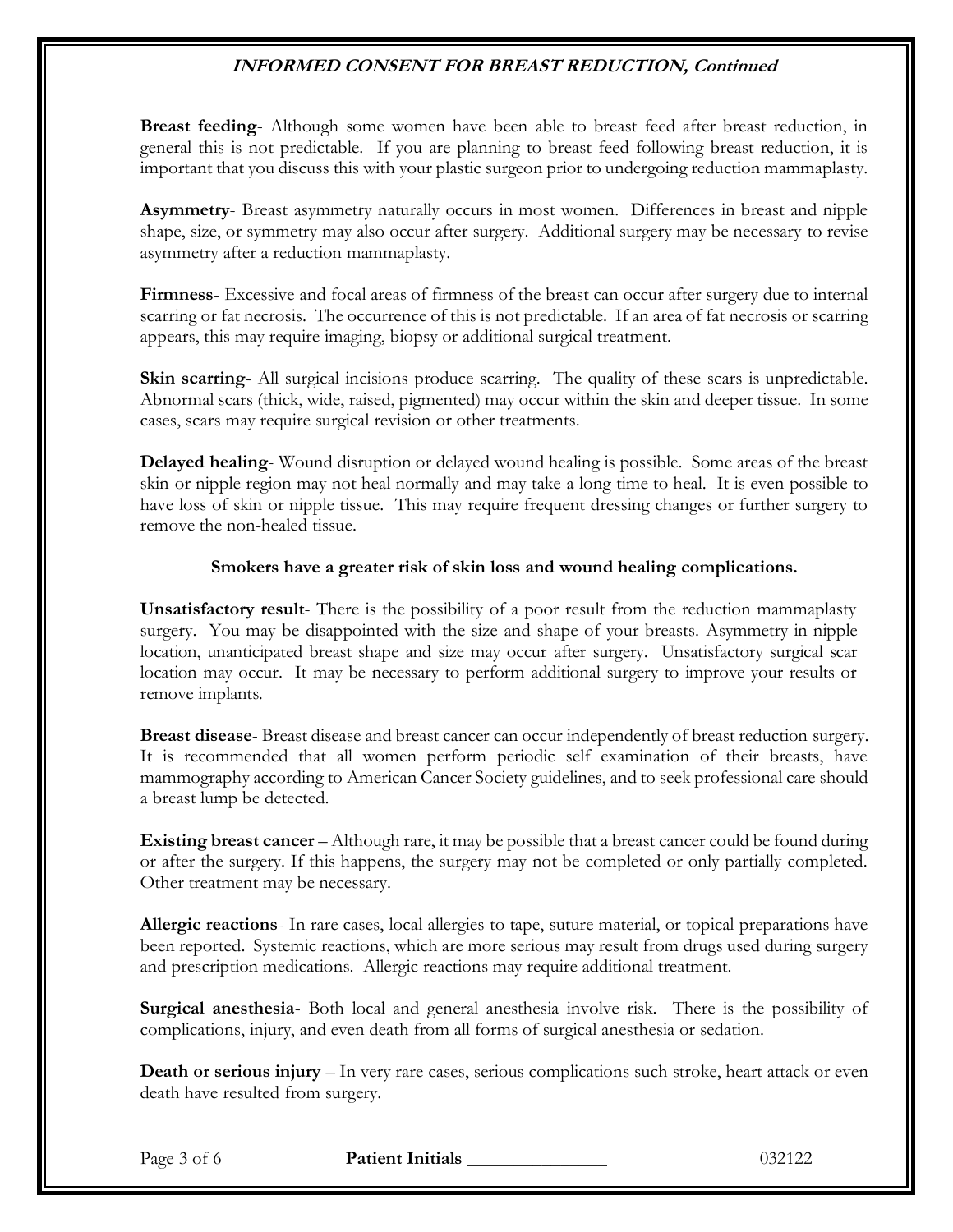**INFORMED CONSENT FOR BREAST REDUCTION, Continued**

**Breast feeding**- Although some women have been able to breast feed after breast reduction, in general this is not predictable. If you are planning to breast feed following breast reduction, it is important that you discuss this with your plastic surgeon prior to undergoing reduction mammaplasty.

**Asymmetry**- Breast asymmetry naturally occurs in most women. Differences in breast and nipple shape, size, or symmetry may also occur after surgery. Additional surgery may be necessary to revise asymmetry after a reduction mammaplasty.

**Firmness**- Excessive and focal areas of firmness of the breast can occur after surgery due to internal scarring or fat necrosis. The occurrence of this is not predictable. If an area of fat necrosis or scarring appears, this may require imaging, biopsy or additional surgical treatment.

**Skin scarring**- All surgical incisions produce scarring. The quality of these scars is unpredictable. Abnormal scars (thick, wide, raised, pigmented) may occur within the skin and deeper tissue. In some cases, scars may require surgical revision or other treatments.

**Delayed healing**- Wound disruption or delayed wound healing is possible. Some areas of the breast skin or nipple region may not heal normally and may take a long time to heal. It is even possible to have loss of skin or nipple tissue. This may require frequent dressing changes or further surgery to remove the non-healed tissue.

**Smokers have a greater risk of skin loss and wound healing complications.**

**Unsatisfactory result**- There is the possibility of a poor result from the reduction mammaplasty surgery. You may be disappointed with the size and shape of your breasts. Asymmetry in nipple location, unanticipated breast shape and size may occur after surgery. Unsatisfactory surgical scar location may occur. It may be necessary to perform additional surgery to improve your results or remove implants.

**Breast disease**- Breast disease and breast cancer can occur independently of breast reduction surgery. It is recommended that all women perform periodic self examination of their breasts, have mammography according to American Cancer Society guidelines, and to seek professional care should a breast lump be detected.

**Existing breast cancer** – Although rare, it may be possible that a breast cancer could be found during or after the surgery. If this happens, the surgery may not be completed or only partially completed. Other treatment may be necessary.

**Allergic reactions**- In rare cases, local allergies to tape, suture material, or topical preparations have been reported. Systemic reactions, which are more serious may result from drugs used during surgery and prescription medications. Allergic reactions may require additional treatment.

**Surgical anesthesia**- Both local and general anesthesia involve risk. There is the possibility of complications, injury, and even death from all forms of surgical anesthesia or sedation.

**Death or serious injury** – In very rare cases, serious complications such stroke, heart attack or even death have resulted from surgery.

**Patient Initials** _______________ 032122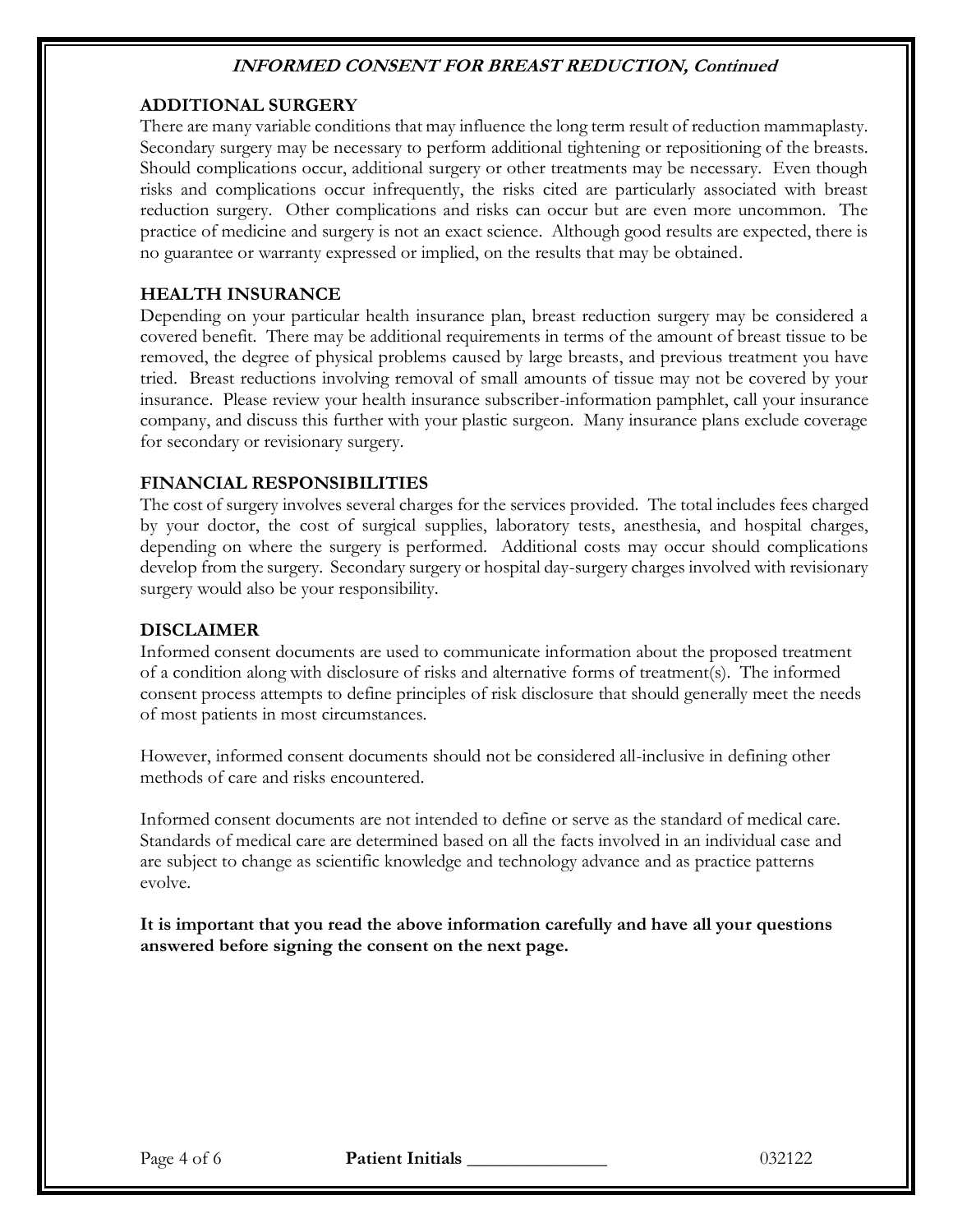## ADDITIONAL SURGERY

There are many variable conditions that may influence the long term result of reduction mammaplasty. Secondary surgery may be necessary to perform additional tightening or repositioning of the breasts. Should complications occur, additional surgery or other treatments may be necessary. Even though risks and complications occur infrequently, the risks cited are particularly associated with breast reduction surgery. Other complications and risks can occur but are even more uncommon. The practice of medicine and surgery is not an exact science. Although good results are expected, there is no guarantee or warranty expressed or implied, on the results that may be obtained.

## HEALTH INSURANCE

Depending on your particular health insurance plan, breast reduction surgery may be considered a covered benefit. There may be additional requirements in terms of the amount of breast tissue to be removed, the degree of physical problems caused by large breasts, and previous treatment you have tried. Breast reductions involving removal of small amounts of tissue may not be covered by your insurance. Please review your health insurance subscriber-information pamphlet, call your insurance company, and discuss this further with your plastic surgeon. Many insurance plans exclude coverage for secondary or revisionary surgery.

## FINANCIAL RESPONSIBILITIES

The cost of surgery involves several charges for the services provided. The total includes fees charged by your doctor, the cost of surgical supplies, laboratory tests, anesthesia, and hospital charges, depending on where the surgery is performed. Additional costs may occur should complications develop from the surgery. Secondary surgery or hospital day-surgery charges involved with revisionary surgery would also be your responsibility.

## DISCLAIMER

Informed consent documents are used to communicate information about the proposed treatment of a condition along with disclosure of risks and alternative forms of treatment(s). The informed consent process attempts to define principles of risk disclosure that should generally meet the needs of most patients in most circumstances.

However, informed consent documents should not be considered all-inclusive in defining other methods of care and risks encountered.

Informed consent documents are not intended to define or serve as the standard of medical care. Standards of medical care are determined based on all the facts involved in an individual case and are subject to change as scientific knowledge and technology advance and as practice patterns evolve.

**It is important that you read the above information carefully and have all your questions answered before signing the consent on the next page.**

**Patient Initials** _______________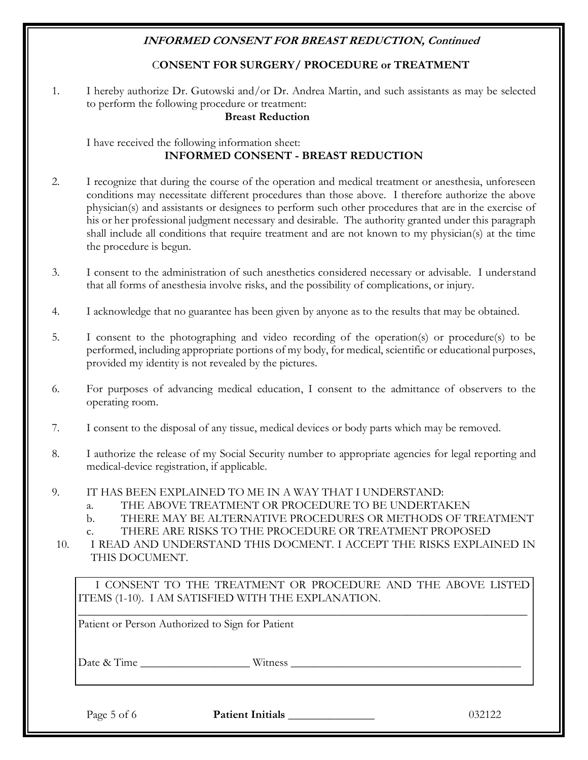***INFORMED CONSENT FOR BREAST REDUCTION, Continued***

## CONSENT FOR SURGERY/ PROCEDURE or TREATMENT

1. I hereby authorize Dr. Gutowski and/or Dr. Andrea Martin, and such assistants as may be selected to perform the following procedure or treatment:

   **Breast Reduction**

   I have received the following information sheet:

   **INFORMED CONSENT - BREAST REDUCTION**

2. I recognize that during the course of the operation and medical treatment or anesthesia, unforeseen conditions may necessitate different procedures than those above. I therefore authorize the above physician(s) and assistants or designees to perform such other procedures that are in the exercise of his or her professional judgment necessary and desirable. The authority granted under this paragraph shall include all conditions that require treatment and are not known to my physician(s) at the time the procedure is begun.

3. I consent to the administration of such anesthetics considered necessary or advisable. I understand that all forms of anesthesia involve risks, and the possibility of complications, or injury.

4. I acknowledge that no guarantee has been given by anyone as to the results that may be obtained.

5. I consent to the photographing and video recording of the operation(s) or procedure(s) to be performed, including appropriate portions of my body, for medical, scientific or educational purposes, provided my identity is not revealed by the pictures.

6. For purposes of advancing medical education, I consent to the admittance of observers to the operating room.

7. I consent to the disposal of any tissue, medical devices or body parts which may be removed.

8. I authorize the release of my Social Security number to appropriate agencies for legal reporting and medical-device registration, if applicable.

9. IT HAS BEEN EXPLAINED TO ME IN A WAY THAT I UNDERSTAND:
   a. THE ABOVE TREATMENT OR PROCEDURE TO BE UNDERTAKEN
   b. THERE MAY BE ALTERNATIVE PROCEDURES OR METHODS OF TREATMENT
   c. THERE ARE RISKS TO THE PROCEDURE OR TREATMENT PROPOSED

10. I READ AND UNDERSTAND THIS DOCMENT. I ACCEPT THE RISKS EXPLAINED IN THIS DOCUMENT.

I CONSENT TO THE TREATMENT OR PROCEDURE AND THE ABOVE LISTED ITEMS (1-10). I AM SATISFIED WITH THE EXPLANATION.

\_\_\_\_\_\_\_\_\_\_\_\_\_\_\_\_\_\_\_\_\_\_\_\_\_\_\_\_\_\_\_\_\_\_\_\_\_\_\_\_\_\_\_\_\_\_\_\_

Patient or Person Authorized to Sign for Patient

Date & Time \_\_\_\_\_\_\_\_\_\_\_\_\_\_\_\_\_\_\_ Witness \_\_\_\_\_\_\_\_\_\_\_\_\_\_\_\_\_\_\_\_\_\_\_\_\_\_\_\_\_\_\_\_\_\_\_\_\_\_\_\_

**Patient Initials** \_\_\_\_\_\_\_\_\_\_\_\_\_\_\_

032122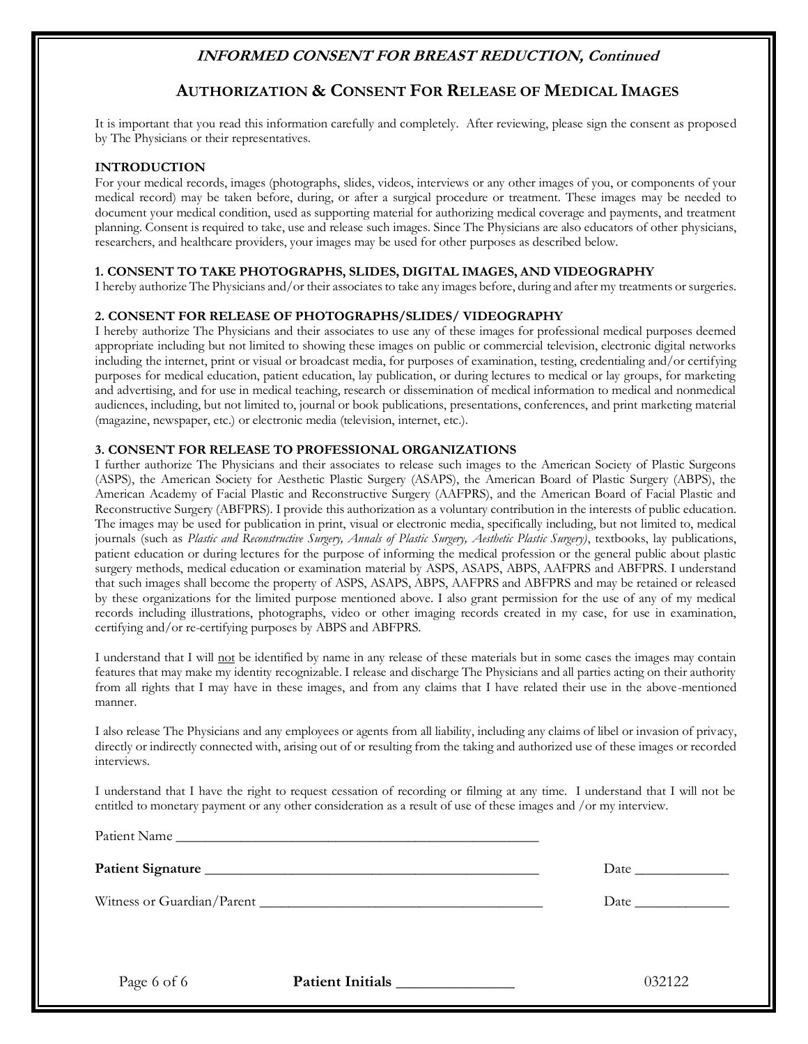## AUTHORIZATION & CONSENT FOR RELEASE OF MEDICAL IMAGES

It is important that you read this information carefully and completely. After reviewing, please sign the consent as proposed by The Physicians or their representatives.

**INTRODUCTION**

For your medical records, images (photographs, slides, videos, interviews or any other images of you, or components of your medical record) may be taken before, during, or after a surgical procedure or treatment. These images may be needed to document your medical condition, used as supporting material for authorizing medical coverage and payments, and treatment planning. Consent is required to take, use and release such images. Since The Physicians are also educators of other physicians, researchers, and healthcare providers, your images may be used for other purposes as described below.

**1. CONSENT TO TAKE PHOTOGRAPHS, SLIDES, DIGITAL IMAGES, AND VIDEOGRAPHY**

I hereby authorize The Physicians and/or their associates to take any images before, during and after my treatments or surgeries.

**2. CONSENT FOR RELEASE OF PHOTOGRAPHS/SLIDES/ VIDEOGRAPHY**

I hereby authorize The Physicians and their associates to use any of these images for professional medical purposes deemed appropriate including but not limited to showing these images on public or commercial television, electronic digital networks including the internet, print or visual or broadcast media, for purposes of examination, testing, credentialing and/or certifying purposes for medical education, patient education, lay publication, or during lectures to medical or lay groups, for marketing and advertising, and for use in medical teaching, research or dissemination of medical information to medical and nonmedical audiences, including, but not limited to, journal or book publications, presentations, conferences, and print marketing material (magazine, newspaper, etc.) or electronic media (television, internet, etc.).

**3. CONSENT FOR RELEASE TO PROFESSIONAL ORGANIZATIONS**

I further authorize The Physicians and their associates to release such images to the American Society of Plastic Surgeons (ASPS), the American Society for Aesthetic Plastic Surgery (ASAPS), the American Board of Plastic Surgery (ABPS), the American Academy of Facial Plastic and Reconstructive Surgery (AAFPRS), and the American Board of Facial Plastic and Reconstructive Surgery (ABFPRS). I provide this authorization as a voluntary contribution in the interests of public education. The images may be used for publication in print, visual or electronic media, specifically including, but not limited to, medical journals (such as *Plastic and Reconstructive Surgery, Annals of Plastic Surgery, Aesthetic Plastic Surgery)*, textbooks, lay publications, patient education or during lectures for the purpose of informing the medical profession or the general public about plastic surgery methods, medical education or examination material by ASPS, ASAPS, ABPS, AAFPRS and ABFPRS. I understand that such images shall become the property of ASPS, ASAPS, ABPS, AAFPRS and ABFPRS and may be retained or released by these organizations for the limited purpose mentioned above. I also grant permission for the use of any of my medical records including illustrations, photographs, video or other imaging records created in my case, for use in examination, certifying and/or re-certifying purposes by ABPS and ABFPRS.

I understand that I will <u>not</u> be identified by name in any release of these materials but in some cases the images may contain features that may make my identity recognizable. I release and discharge The Physicians and all parties acting on their authority from all rights that I may have in these images, and from any claims that I have related their use in the above-mentioned manner.

I also release The Physicians and any employees or agents from all liability, including any claims of libel or invasion of privacy, directly or indirectly connected with, arising out of or resulting from the taking and authorized use of these images or recorded interviews.

I understand that I have the right to request cessation of recording or filming at any time. I understand that I will not be entitled to monetary payment or any other consideration as a result of use of these images and /or my interview.

Patient Name ____________________________________________

**Patient Signature** ________________________________________ Date ____________

Witness or Guardian/Parent __________________________________ Date ____________

**Patient Initials** ______________